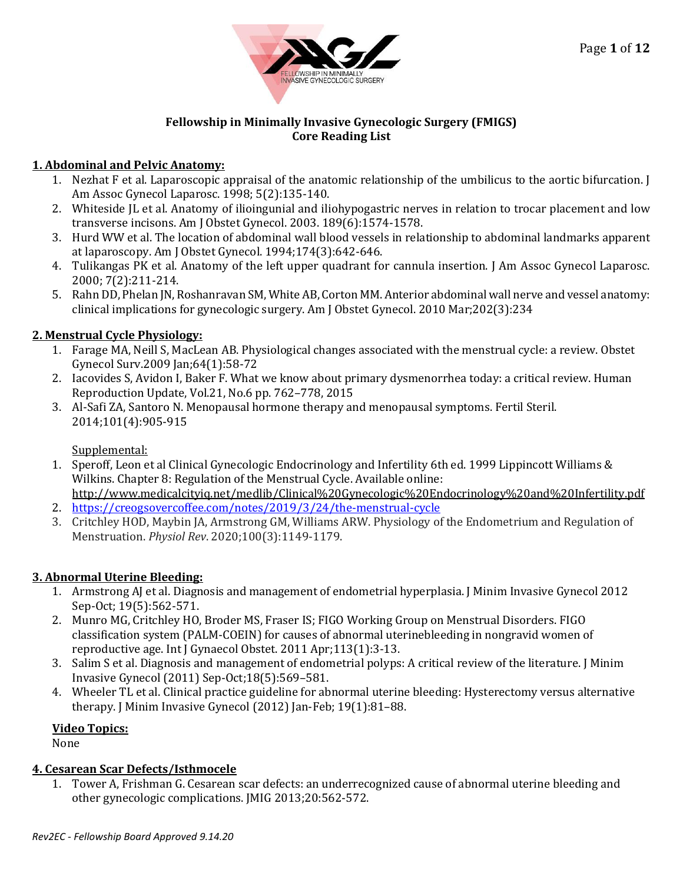# Fellowship in Minimally Invasive Gynecologic Surgery (FMIGS)
## Core Reading List

### 1. Abdominal and Pelvic Anatomy:

1. Nezhat F et al. Laparoscopic appraisal of the anatomic relationship of the umbilicus to the aortic bifurcation. J Am Assoc Gynecol Laparosc. 1998; 5(2):135-140.
2. Whiteside JL et al. Anatomy of ilioingunial and iliohypogastric nerves in relation to trocar placement and low transverse incisons. Am J Obstet Gynecol. 2003. 189(6):1574-1578.
3. Hurd WW et al. The location of abdominal wall blood vessels in relationship to abdominal landmarks apparent at laparoscopy. Am J Obstet Gynecol. 1994;174(3):642-646.
4. Tulikangas PK et al. Anatomy of the left upper quadrant for cannula insertion. J Am Assoc Gynecol Laparosc. 2000; 7(2):211-214.
5. Rahn DD, Phelan JN, Roshanravan SM, White AB, Corton MM. Anterior abdominal wall nerve and vessel anatomy: clinical implications for gynecologic surgery. Am J Obstet Gynecol. 2010 Mar;202(3):234

### 2. Menstrual Cycle Physiology:

1. Farage MA, Neill S, MacLean AB. Physiological changes associated with the menstrual cycle: a review. Obstet Gynecol Surv.2009 Jan;64(1):58-72
2. Iacovides S, Avidon I, Baker F. What we know about primary dysmenorrhea today: a critical review. Human Reproduction Update, Vol.21, No.6 pp. 762–778, 2015
3. Al-Safi ZA, Santoro N. Menopausal hormone therapy and menopausal symptoms. Fertil Steril. 2014;101(4):905-915

Supplemental:

1. Speroff, Leon et al Clinical Gynecologic Endocrinology and Infertility 6th ed. 1999 Lippincott Williams & Wilkins. Chapter 8: Regulation of the Menstrual Cycle. Available online: http://www.medicalcityiq.net/medlib/Clinical%20Gynecologic%20Endocrinology%20and%20Infertility.pdf
2. https://creogsovercoffee.com/notes/2019/3/24/the-menstrual-cycle
3. Critchley HOD, Maybin JA, Armstrong GM, Williams ARW. Physiology of the Endometrium and Regulation of Menstruation. *Physiol Rev*. 2020;100(3):1149-1179.

### 3. Abnormal Uterine Bleeding:

1. Armstrong AJ et al. Diagnosis and management of endometrial hyperplasia. J Minim Invasive Gynecol 2012 Sep-Oct; 19(5):562-571.
2. Munro MG, Critchley HO, Broder MS, Fraser IS; FIGO Working Group on Menstrual Disorders. FIGO classification system (PALM-COEIN) for causes of abnormal uterinebleeding in nongravid women of reproductive age. Int J Gynaecol Obstet. 2011 Apr;113(1):3-13.
3. Salim S et al. Diagnosis and management of endometrial polyps: A critical review of the literature. J Minim Invasive Gynecol (2011) Sep-Oct;18(5):569–581.
4. Wheeler TL et al. Clinical practice guideline for abnormal uterine bleeding: Hysterectomy versus alternative therapy. J Minim Invasive Gynecol (2012) Jan-Feb; 19(1):81–88.

**Video Topics:**
None

### 4. Cesarean Scar Defects/Isthmocele

1. Tower A, Frishman G. Cesarean scar defects: an underrecognized cause of abnormal uterine bleeding and other gynecologic complications. JMIG 2013;20:562-572.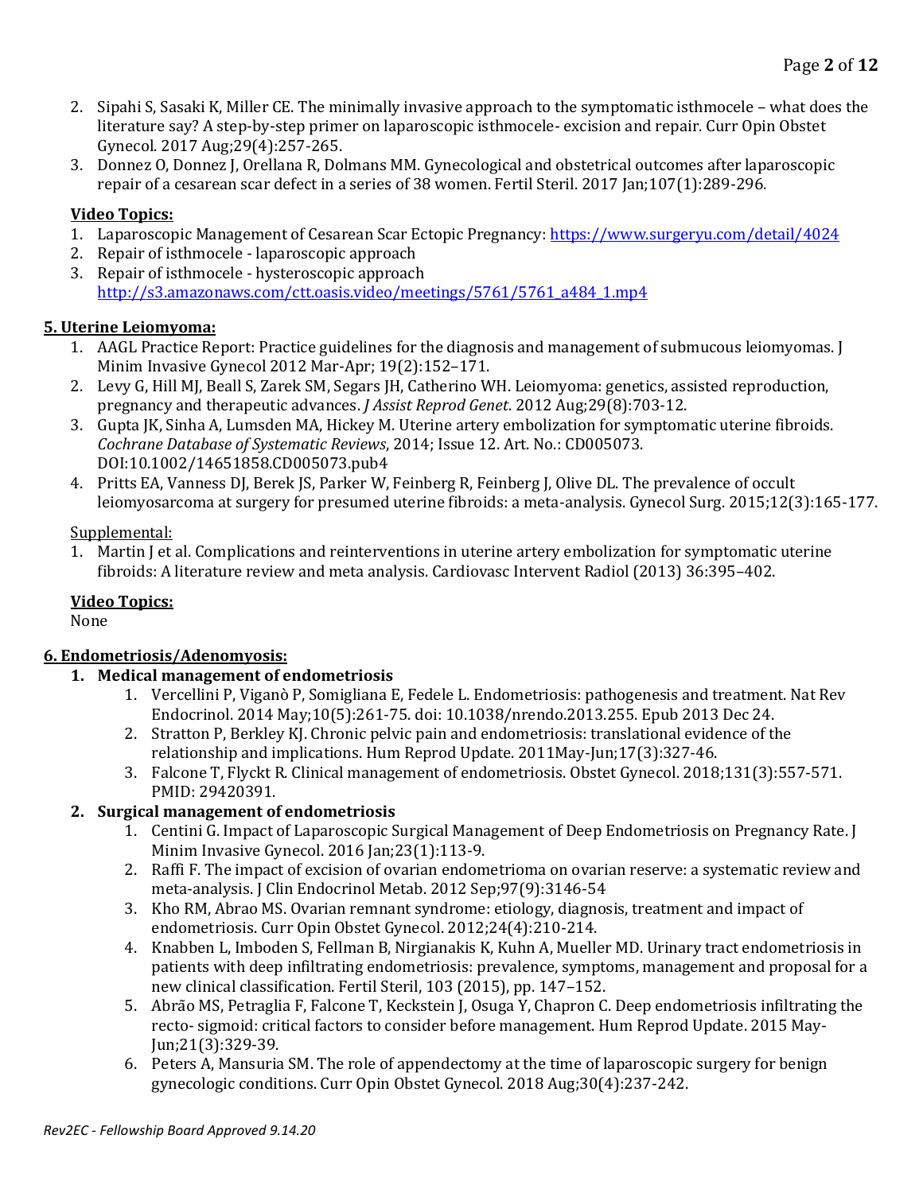2. Sipahi S, Sasaki K, Miller CE. The minimally invasive approach to the symptomatic isthmocele – what does the literature say? A step-by-step primer on laparoscopic isthmocele- excision and repair. Curr Opin Obstet Gynecol. 2017 Aug;29(4):257-265.
3. Donnez O, Donnez J, Orellana R, Dolmans MM. Gynecological and obstetrical outcomes after laparoscopic repair of a cesarean scar defect in a series of 38 women. Fertil Steril. 2017 Jan;107(1):289-296.

**Video Topics:**

1. Laparoscopic Management of Cesarean Scar Ectopic Pregnancy: https://www.surgeryu.com/detail/4024
2. Repair of isthmocele - laparoscopic approach
3. Repair of isthmocele - hysteroscopic approach http://s3.amazonaws.com/ctt.oasis.video/meetings/5761/5761_a484_1.mp4

## 5. Uterine Leiomyoma:

1. AAGL Practice Report: Practice guidelines for the diagnosis and management of submucous leiomyomas. J Minim Invasive Gynecol 2012 Mar-Apr; 19(2):152–171.
2. Levy G, Hill MJ, Beall S, Zarek SM, Segars JH, Catherino WH. Leiomyoma: genetics, assisted reproduction, pregnancy and therapeutic advances. *J Assist Reprod Genet*. 2012 Aug;29(8):703-12.
3. Gupta JK, Sinha A, Lumsden MA, Hickey M. Uterine artery embolization for symptomatic uterine fibroids. *Cochrane Database of Systematic Reviews*, 2014; Issue 12. Art. No.: CD005073. DOI:10.1002/14651858.CD005073.pub4
4. Pritts EA, Vanness DJ, Berek JS, Parker W, Feinberg R, Feinberg J, Olive DL. The prevalence of occult leiomyosarcoma at surgery for presumed uterine fibroids: a meta-analysis. Gynecol Surg. 2015;12(3):165-177.

Supplemental:

1. Martin J et al. Complications and reinterventions in uterine artery embolization for symptomatic uterine fibroids: A literature review and meta analysis. Cardiovasc Intervent Radiol (2013) 36:395–402.

**Video Topics:**

None

## 6. Endometriosis/Adenomyosis:

1. **Medical management of endometriosis**
   1. Vercellini P, Viganò P, Somigliana E, Fedele L. Endometriosis: pathogenesis and treatment. Nat Rev Endocrinol. 2014 May;10(5):261-75. doi: 10.1038/nrendo.2013.255. Epub 2013 Dec 24.
   2. Stratton P, Berkley KJ. Chronic pelvic pain and endometriosis: translational evidence of the relationship and implications. Hum Reprod Update. 2011May-Jun;17(3):327-46.
   3. Falcone T, Flyckt R. Clinical management of endometriosis. Obstet Gynecol. 2018;131(3):557-571. PMID: 29420391.
2. **Surgical management of endometriosis**
   1. Centini G. Impact of Laparoscopic Surgical Management of Deep Endometriosis on Pregnancy Rate. J Minim Invasive Gynecol. 2016 Jan;23(1):113-9.
   2. Raffi F. The impact of excision of ovarian endometrioma on ovarian reserve: a systematic review and meta-analysis. J Clin Endocrinol Metab. 2012 Sep;97(9):3146-54
   3. Kho RM, Abrao MS. Ovarian remnant syndrome: etiology, diagnosis, treatment and impact of endometriosis. Curr Opin Obstet Gynecol. 2012;24(4):210-214.
   4. Knabben L, Imboden S, Fellman B, Nirgianakis K, Kuhn A, Mueller MD. Urinary tract endometriosis in patients with deep infiltrating endometriosis: prevalence, symptoms, management and proposal for a new clinical classification. Fertil Steril, 103 (2015), pp. 147–152.
   5. Abrão MS, Petraglia F, Falcone T, Keckstein J, Osuga Y, Chapron C. Deep endometriosis infiltrating the recto- sigmoid: critical factors to consider before management. Hum Reprod Update. 2015 May-Jun;21(3):329-39.
   6. Peters A, Mansuria SM. The role of appendectomy at the time of laparoscopic surgery for benign gynecologic conditions. Curr Opin Obstet Gynecol. 2018 Aug;30(4):237-242.

*Rev2EC - Fellowship Board Approved 9.14.20*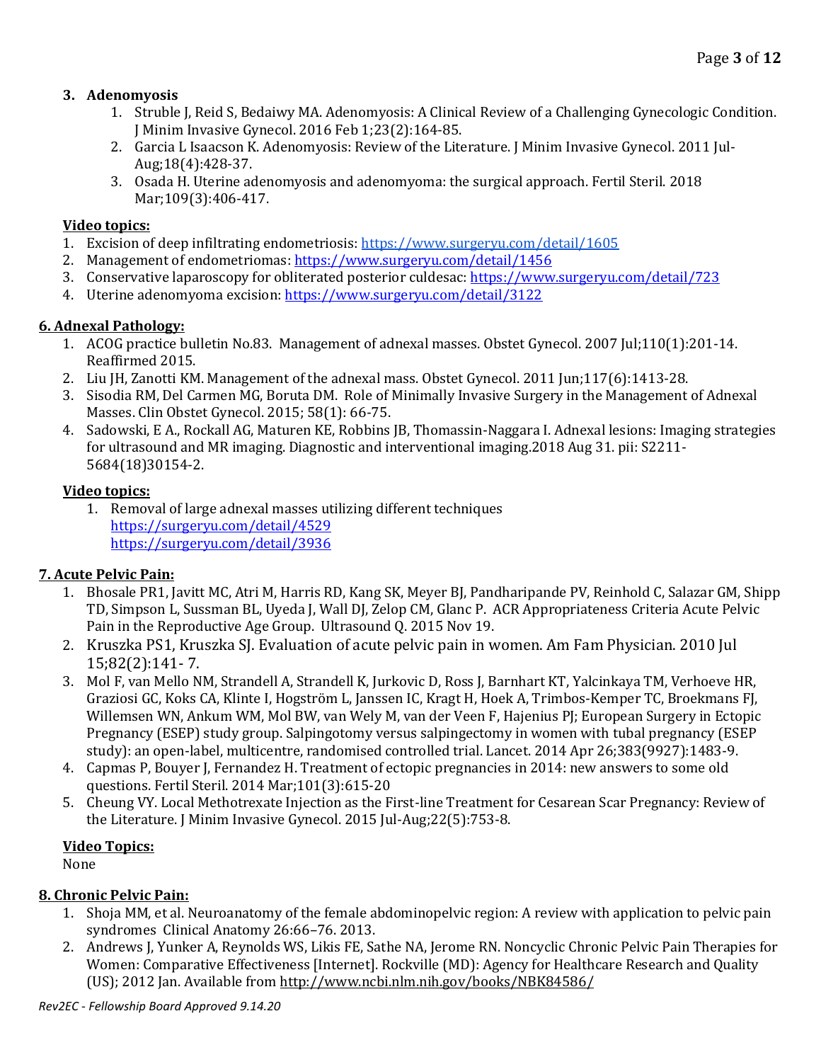### 3. Adenomyosis

1. Struble J, Reid S, Bedaiwy MA. Adenomyosis: A Clinical Review of a Challenging Gynecologic Condition. J Minim Invasive Gynecol. 2016 Feb 1;23(2):164-85.
2. Garcia L Isaacson K. Adenomyosis: Review of the Literature. J Minim Invasive Gynecol. 2011 Jul-Aug;18(4):428-37.
3. Osada H. Uterine adenomyosis and adenomyoma: the surgical approach. Fertil Steril. 2018 Mar;109(3):406-417.

**Video topics:**

1. Excision of deep infiltrating endometriosis: https://www.surgeryu.com/detail/1605
2. Management of endometriomas: https://www.surgeryu.com/detail/1456
3. Conservative laparoscopy for obliterated posterior culdesac: https://www.surgeryu.com/detail/723
4. Uterine adenomyoma excision: https://www.surgeryu.com/detail/3122

## 6. Adnexal Pathology:

1. ACOG practice bulletin No.83. Management of adnexal masses. Obstet Gynecol. 2007 Jul;110(1):201-14. Reaffirmed 2015.
2. Liu JH, Zanotti KM. Management of the adnexal mass. Obstet Gynecol. 2011 Jun;117(6):1413-28.
3. Sisodia RM, Del Carmen MG, Boruta DM. Role of Minimally Invasive Surgery in the Management of Adnexal Masses. Clin Obstet Gynecol. 2015; 58(1): 66-75.
4. Sadowski, E A., Rockall AG, Maturen KE, Robbins JB, Thomassin-Naggara I. Adnexal lesions: Imaging strategies for ultrasound and MR imaging. Diagnostic and interventional imaging.2018 Aug 31. pii: S2211-5684(18)30154-2.

**Video topics:**

1. Removal of large adnexal masses utilizing different techniques
   https://surgeryu.com/detail/4529
   https://surgeryu.com/detail/3936

## 7. Acute Pelvic Pain:

1. Bhosale PR1, Javitt MC, Atri M, Harris RD, Kang SK, Meyer BJ, Pandharipande PV, Reinhold C, Salazar GM, Shipp TD, Simpson L, Sussman BL, Uyeda J, Wall DJ, Zelop CM, Glanc P. ACR Appropriateness Criteria Acute Pelvic Pain in the Reproductive Age Group. Ultrasound Q. 2015 Nov 19.
2. Kruszka PS1, Kruszka SJ. Evaluation of acute pelvic pain in women. Am Fam Physician. 2010 Jul 15;82(2):141- 7.
3. Mol F, van Mello NM, Strandell A, Strandell K, Jurkovic D, Ross J, Barnhart KT, Yalcinkaya TM, Verhoeve HR, Graziosi GC, Koks CA, Klinte I, Hogström L, Janssen IC, Kragt H, Hoek A, Trimbos-Kemper TC, Broekmans FJ, Willemsen WN, Ankum WM, Mol BW, van Wely M, van der Veen F, Hajenius PJ; European Surgery in Ectopic Pregnancy (ESEP) study group. Salpingotomy versus salpingectomy in women with tubal pregnancy (ESEP study): an open-label, multicentre, randomised controlled trial. Lancet. 2014 Apr 26;383(9927):1483-9.
4. Capmas P, Bouyer J, Fernandez H. Treatment of ectopic pregnancies in 2014: new answers to some old questions. Fertil Steril. 2014 Mar;101(3):615-20
5. Cheung VY. Local Methotrexate Injection as the First-line Treatment for Cesarean Scar Pregnancy: Review of the Literature. J Minim Invasive Gynecol. 2015 Jul-Aug;22(5):753-8.

**Video Topics:**

None

## 8. Chronic Pelvic Pain:

1. Shoja MM, et al. Neuroanatomy of the female abdominopelvic region: A review with application to pelvic pain syndromes Clinical Anatomy 26:66–76. 2013.
2. Andrews J, Yunker A, Reynolds WS, Likis FE, Sathe NA, Jerome RN. Noncyclic Chronic Pelvic Pain Therapies for Women: Comparative Effectiveness [Internet]. Rockville (MD): Agency for Healthcare Research and Quality (US); 2012 Jan. Available from http://www.ncbi.nlm.nih.gov/books/NBK84586/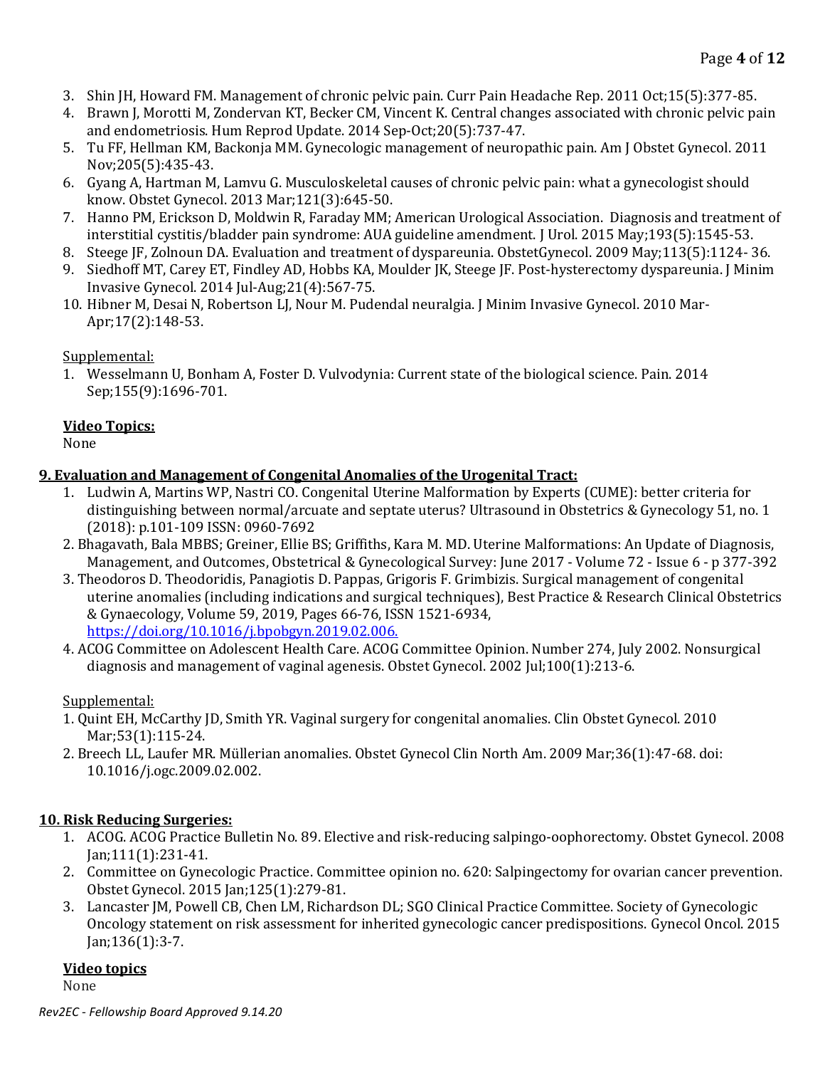3. Shin JH, Howard FM. Management of chronic pelvic pain. Curr Pain Headache Rep. 2011 Oct;15(5):377-85.
4. Brawn J, Morotti M, Zondervan KT, Becker CM, Vincent K. Central changes associated with chronic pelvic pain and endometriosis. Hum Reprod Update. 2014 Sep-Oct;20(5):737-47.
5. Tu FF, Hellman KM, Backonja MM. Gynecologic management of neuropathic pain. Am J Obstet Gynecol. 2011 Nov;205(5):435-43.
6. Gyang A, Hartman M, Lamvu G. Musculoskeletal causes of chronic pelvic pain: what a gynecologist should know. Obstet Gynecol. 2013 Mar;121(3):645-50.
7. Hanno PM, Erickson D, Moldwin R, Faraday MM; American Urological Association. Diagnosis and treatment of interstitial cystitis/bladder pain syndrome: AUA guideline amendment. J Urol. 2015 May;193(5):1545-53.
8. Steege JF, Zolnoun DA. Evaluation and treatment of dyspareunia. ObstetGynecol. 2009 May;113(5):1124- 36.
9. Siedhoff MT, Carey ET, Findley AD, Hobbs KA, Moulder JK, Steege JF. Post-hysterectomy dyspareunia. J Minim Invasive Gynecol. 2014 Jul-Aug;21(4):567-75.
10. Hibner M, Desai N, Robertson LJ, Nour M. Pudendal neuralgia. J Minim Invasive Gynecol. 2010 Mar-Apr;17(2):148-53.

Supplemental:

1. Wesselmann U, Bonham A, Foster D. Vulvodynia: Current state of the biological science. Pain. 2014 Sep;155(9):1696-701.

**Video Topics:**

None

**9. Evaluation and Management of Congenital Anomalies of the Urogenital Tract:**

1. Ludwin A, Martins WP, Nastri CO. Congenital Uterine Malformation by Experts (CUME): better criteria for distinguishing between normal/arcuate and septate uterus? Ultrasound in Obstetrics & Gynecology 51, no. 1 (2018): p.101-109 ISSN: 0960-7692
2. Bhagavath, Bala MBBS; Greiner, Ellie BS; Griffiths, Kara M. MD. Uterine Malformations: An Update of Diagnosis, Management, and Outcomes, Obstetrical & Gynecological Survey: June 2017 - Volume 72 - Issue 6 - p 377-392
3. Theodoros D. Theodoridis, Panagiotis D. Pappas, Grigoris F. Grimbizis. Surgical management of congenital uterine anomalies (including indications and surgical techniques), Best Practice & Research Clinical Obstetrics & Gynaecology, Volume 59, 2019, Pages 66-76, ISSN 1521-6934, https://doi.org/10.1016/j.bpobgyn.2019.02.006.
4. ACOG Committee on Adolescent Health Care. ACOG Committee Opinion. Number 274, July 2002. Nonsurgical diagnosis and management of vaginal agenesis. Obstet Gynecol. 2002 Jul;100(1):213-6.

Supplemental:

1. Quint EH, McCarthy JD, Smith YR. Vaginal surgery for congenital anomalies. Clin Obstet Gynecol. 2010 Mar;53(1):115-24.
2. Breech LL, Laufer MR. Müllerian anomalies. Obstet Gynecol Clin North Am. 2009 Mar;36(1):47-68. doi: 10.1016/j.ogc.2009.02.002.

**10. Risk Reducing Surgeries:**

1. ACOG. ACOG Practice Bulletin No. 89. Elective and risk-reducing salpingo-oophorectomy. Obstet Gynecol. 2008 Jan;111(1):231-41.
2. Committee on Gynecologic Practice. Committee opinion no. 620: Salpingectomy for ovarian cancer prevention. Obstet Gynecol. 2015 Jan;125(1):279-81.
3. Lancaster JM, Powell CB, Chen LM, Richardson DL; SGO Clinical Practice Committee. Society of Gynecologic Oncology statement on risk assessment for inherited gynecologic cancer predispositions. Gynecol Oncol. 2015 Jan;136(1):3-7.

**Video topics**

None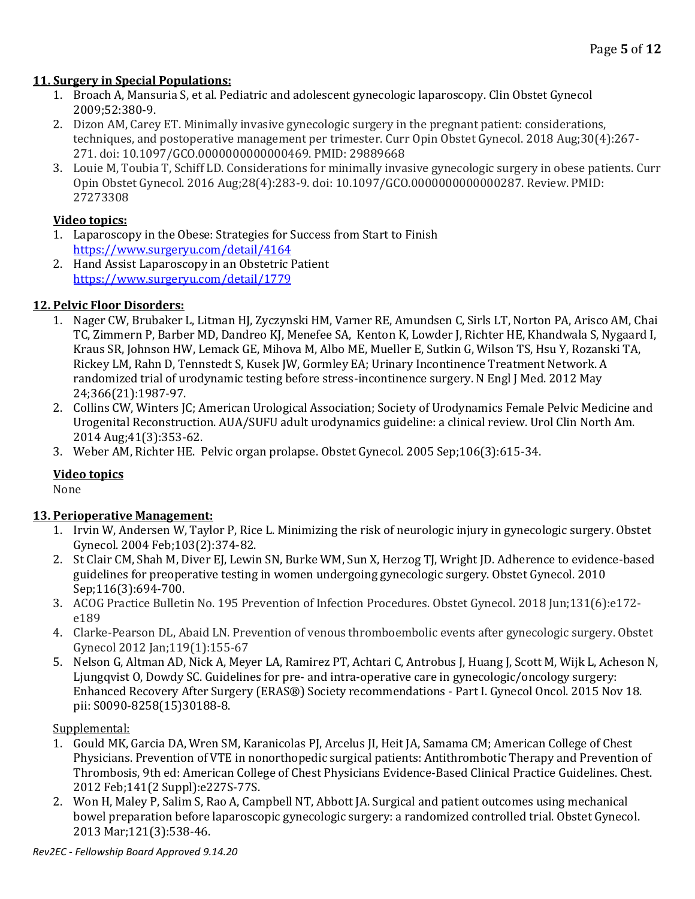## 11. Surgery in Special Populations:

1. Broach A, Mansuria S, et al. Pediatric and adolescent gynecologic laparoscopy. Clin Obstet Gynecol 2009;52:380-9.
2. Dizon AM, Carey ET. Minimally invasive gynecologic surgery in the pregnant patient: considerations, techniques, and postoperative management per trimester. Curr Opin Obstet Gynecol. 2018 Aug;30(4):267-271. doi: 10.1097/GCO.0000000000000469. PMID: 29889668
3. Louie M, Toubia T, Schiff LD. Considerations for minimally invasive gynecologic surgery in obese patients. Curr Opin Obstet Gynecol. 2016 Aug;28(4):283-9. doi: 10.1097/GCO.0000000000000287. Review. PMID: 27273308

**Video topics:**

1. Laparoscopy in the Obese: Strategies for Success from Start to Finish https://www.surgeryu.com/detail/4164
2. Hand Assist Laparoscopy in an Obstetric Patient https://www.surgeryu.com/detail/1779

## 12. Pelvic Floor Disorders:

1. Nager CW, Brubaker L, Litman HJ, Zyczynski HM, Varner RE, Amundsen C, Sirls LT, Norton PA, Arisco AM, Chai TC, Zimmern P, Barber MD, Dandreo KJ, Menefee SA, Kenton K, Lowder J, Richter HE, Khandwala S, Nygaard I, Kraus SR, Johnson HW, Lemack GE, Mihova M, Albo ME, Mueller E, Sutkin G, Wilson TS, Hsu Y, Rozanski TA, Rickey LM, Rahn D, Tennstedt S, Kusek JW, Gormley EA; Urinary Incontinence Treatment Network. A randomized trial of urodynamic testing before stress-incontinence surgery. N Engl J Med. 2012 May 24;366(21):1987-97.
2. Collins CW, Winters JC; American Urological Association; Society of Urodynamics Female Pelvic Medicine and Urogenital Reconstruction. AUA/SUFU adult urodynamics guideline: a clinical review. Urol Clin North Am. 2014 Aug;41(3):353-62.
3. Weber AM, Richter HE. Pelvic organ prolapse. Obstet Gynecol. 2005 Sep;106(3):615-34.

**Video topics**

None

## 13. Perioperative Management:

1. Irvin W, Andersen W, Taylor P, Rice L. Minimizing the risk of neurologic injury in gynecologic surgery. Obstet Gynecol. 2004 Feb;103(2):374-82.
2. St Clair CM, Shah M, Diver EJ, Lewin SN, Burke WM, Sun X, Herzog TJ, Wright JD. Adherence to evidence-based guidelines for preoperative testing in women undergoing gynecologic surgery. Obstet Gynecol. 2010 Sep;116(3):694-700.
3. ACOG Practice Bulletin No. 195 Prevention of Infection Procedures. Obstet Gynecol. 2018 Jun;131(6):e172-e189
4. Clarke-Pearson DL, Abaid LN. Prevention of venous thromboembolic events after gynecologic surgery. Obstet Gynecol 2012 Jan;119(1):155-67
5. Nelson G, Altman AD, Nick A, Meyer LA, Ramirez PT, Achtari C, Antrobus J, Huang J, Scott M, Wijk L, Acheson N, Ljungqvist O, Dowdy SC. Guidelines for pre- and intra-operative care in gynecologic/oncology surgery: Enhanced Recovery After Surgery (ERAS®) Society recommendations - Part I. Gynecol Oncol. 2015 Nov 18. pii: S0090-8258(15)30188-8.

Supplemental:

1. Gould MK, Garcia DA, Wren SM, Karanicolas PJ, Arcelus JI, Heit JA, Samama CM; American College of Chest Physicians. Prevention of VTE in nonorthopedic surgical patients: Antithrombotic Therapy and Prevention of Thrombosis, 9th ed: American College of Chest Physicians Evidence-Based Clinical Practice Guidelines. Chest. 2012 Feb;141(2 Suppl):e227S-77S.
2. Won H, Maley P, Salim S, Rao A, Campbell NT, Abbott JA. Surgical and patient outcomes using mechanical bowel preparation before laparoscopic gynecologic surgery: a randomized controlled trial. Obstet Gynecol. 2013 Mar;121(3):538-46.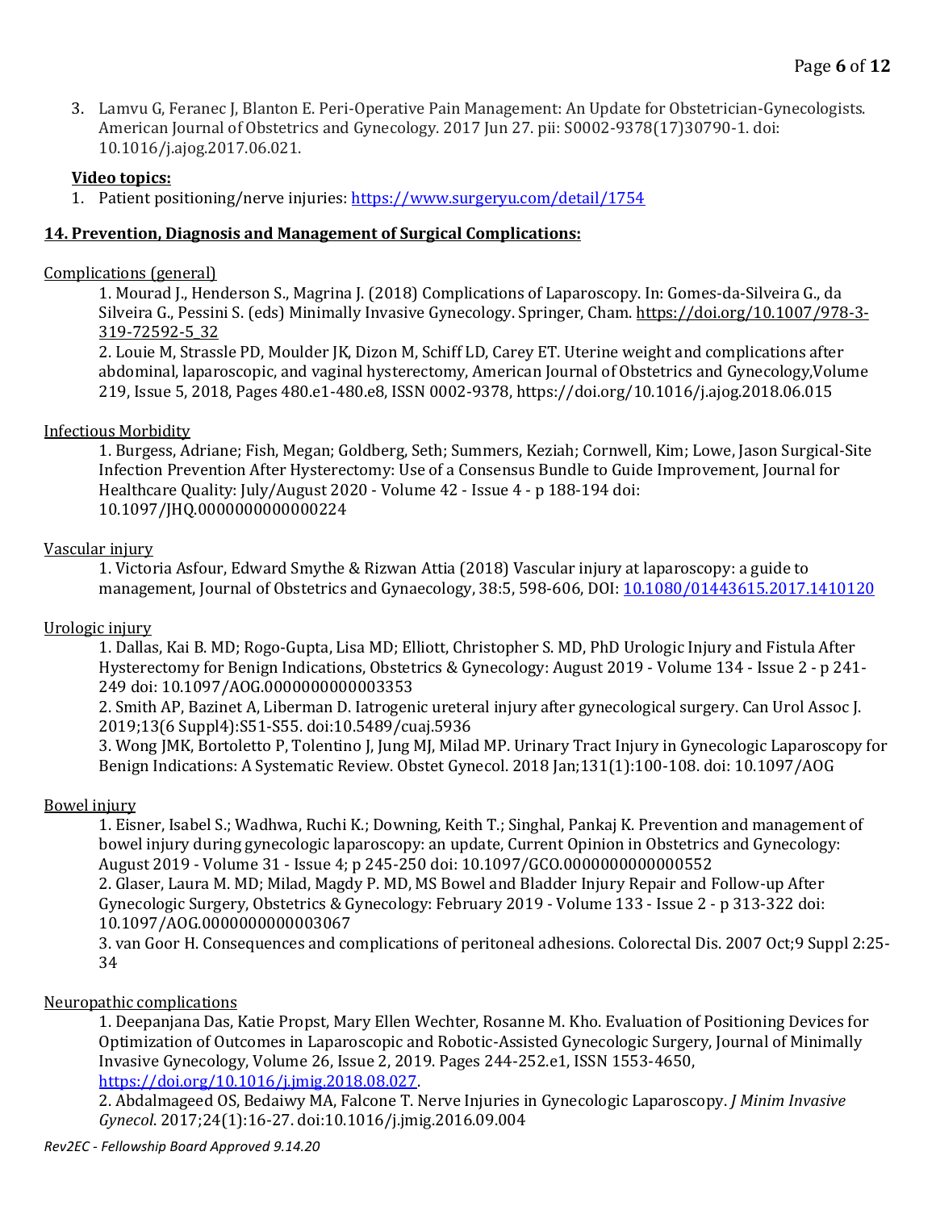3. Lamvu G, Feranec J, Blanton E. Peri-Operative Pain Management: An Update for Obstetrician-Gynecologists. American Journal of Obstetrics and Gynecology. 2017 Jun 27. pii: S0002-9378(17)30790-1. doi: 10.1016/j.ajog.2017.06.021.

**Video topics:**

1. Patient positioning/nerve injuries: https://www.surgeryu.com/detail/1754

## 14. Prevention, Diagnosis and Management of Surgical Complications:

Complications (general)

1. Mourad J., Henderson S., Magrina J. (2018) Complications of Laparoscopy. In: Gomes-da-Silveira G., da Silveira G., Pessini S. (eds) Minimally Invasive Gynecology. Springer, Cham. https://doi.org/10.1007/978-3-319-72592-5_32
2. Louie M, Strassle PD, Moulder JK, Dizon M, Schiff LD, Carey ET. Uterine weight and complications after abdominal, laparoscopic, and vaginal hysterectomy, American Journal of Obstetrics and Gynecology,Volume 219, Issue 5, 2018, Pages 480.e1-480.e8, ISSN 0002-9378, https://doi.org/10.1016/j.ajog.2018.06.015

Infectious Morbidity

1. Burgess, Adriane; Fish, Megan; Goldberg, Seth; Summers, Keziah; Cornwell, Kim; Lowe, Jason Surgical-Site Infection Prevention After Hysterectomy: Use of a Consensus Bundle to Guide Improvement, Journal for Healthcare Quality: July/August 2020 - Volume 42 - Issue 4 - p 188-194 doi: 10.1097/JHQ.0000000000000224

Vascular injury

1. Victoria Asfour, Edward Smythe & Rizwan Attia (2018) Vascular injury at laparoscopy: a guide to management, Journal of Obstetrics and Gynaecology, 38:5, 598-606, DOI: 10.1080/01443615.2017.1410120

Urologic injury

1. Dallas, Kai B. MD; Rogo-Gupta, Lisa MD; Elliott, Christopher S. MD, PhD Urologic Injury and Fistula After Hysterectomy for Benign Indications, Obstetrics & Gynecology: August 2019 - Volume 134 - Issue 2 - p 241-249 doi: 10.1097/AOG.0000000000003353
2. Smith AP, Bazinet A, Liberman D. Iatrogenic ureteral injury after gynecological surgery. Can Urol Assoc J. 2019;13(6 Suppl4):S51-S55. doi:10.5489/cuaj.5936
3. Wong JMK, Bortoletto P, Tolentino J, Jung MJ, Milad MP. Urinary Tract Injury in Gynecologic Laparoscopy for Benign Indications: A Systematic Review. Obstet Gynecol. 2018 Jan;131(1):100-108. doi: 10.1097/AOG

Bowel injury

1. Eisner, Isabel S.; Wadhwa, Ruchi K.; Downing, Keith T.; Singhal, Pankaj K. Prevention and management of bowel injury during gynecologic laparoscopy: an update, Current Opinion in Obstetrics and Gynecology: August 2019 - Volume 31 - Issue 4; p 245-250 doi: 10.1097/GCO.0000000000000552
2. Glaser, Laura M. MD; Milad, Magdy P. MD, MS Bowel and Bladder Injury Repair and Follow-up After Gynecologic Surgery, Obstetrics & Gynecology: February 2019 - Volume 133 - Issue 2 - p 313-322 doi: 10.1097/AOG.0000000000003067
3. van Goor H. Consequences and complications of peritoneal adhesions. Colorectal Dis. 2007 Oct;9 Suppl 2:25-34

Neuropathic complications

1. Deepanjana Das, Katie Propst, Mary Ellen Wechter, Rosanne M. Kho. Evaluation of Positioning Devices for Optimization of Outcomes in Laparoscopic and Robotic-Assisted Gynecologic Surgery, Journal of Minimally Invasive Gynecology, Volume 26, Issue 2, 2019. Pages 244-252.e1, ISSN 1553-4650, https://doi.org/10.1016/j.jmig.2018.08.027.
2. Abdalmageed OS, Bedaiwy MA, Falcone T. Nerve Injuries in Gynecologic Laparoscopy. *J Minim Invasive Gynecol*. 2017;24(1):16-27. doi:10.1016/j.jmig.2016.09.004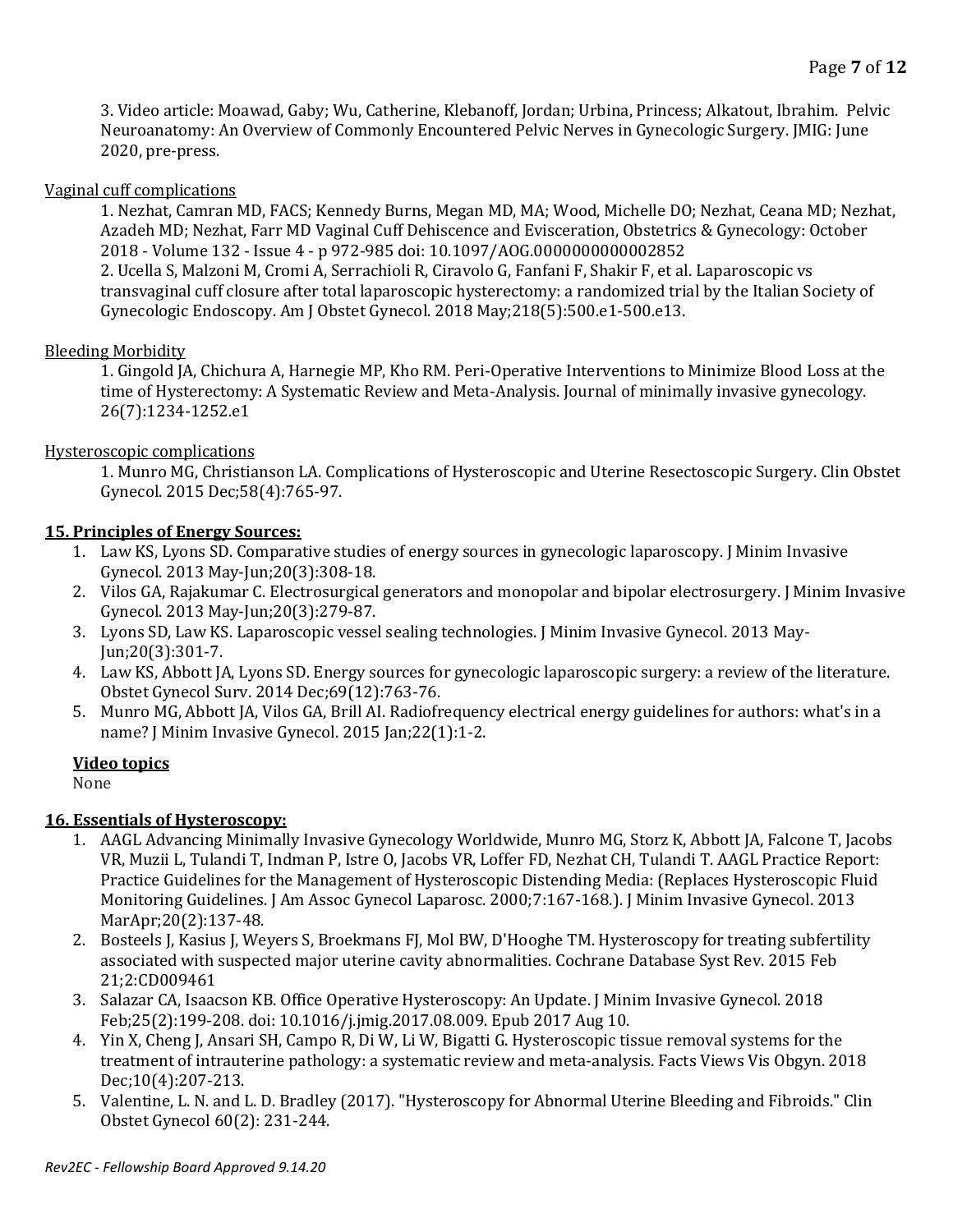3. Video article: Moawad, Gaby; Wu, Catherine, Klebanoff, Jordan; Urbina, Princess; Alkatout, Ibrahim. Pelvic Neuroanatomy: An Overview of Commonly Encountered Pelvic Nerves in Gynecologic Surgery. JMIG: June 2020, pre-press.

<u>Vaginal cuff complications</u>

1. Nezhat, Camran MD, FACS; Kennedy Burns, Megan MD, MA; Wood, Michelle DO; Nezhat, Ceana MD; Nezhat, Azadeh MD; Nezhat, Farr MD Vaginal Cuff Dehiscence and Evisceration, Obstetrics & Gynecology: October 2018 - Volume 132 - Issue 4 - p 972-985 doi: 10.1097/AOG.0000000000002852
2. Ucella S, Malzoni M, Cromi A, Serrachioli R, Ciravolo G, Fanfani F, Shakir F, et al. Laparoscopic vs transvaginal cuff closure after total laparoscopic hysterectomy: a randomized trial by the Italian Society of Gynecologic Endoscopy. Am J Obstet Gynecol. 2018 May;218(5):500.e1-500.e13.

<u>Bleeding Morbidity</u>

1. Gingold JA, Chichura A, Harnegie MP, Kho RM. Peri-Operative Interventions to Minimize Blood Loss at the time of Hysterectomy: A Systematic Review and Meta-Analysis. Journal of minimally invasive gynecology. 26(7):1234-1252.e1

<u>Hysteroscopic complications</u>

1. Munro MG, Christianson LA. Complications of Hysteroscopic and Uterine Resectoscopic Surgery. Clin Obstet Gynecol. 2015 Dec;58(4):765-97.

## 15. Principles of Energy Sources:

1. Law KS, Lyons SD. Comparative studies of energy sources in gynecologic laparoscopy. J Minim Invasive Gynecol. 2013 May-Jun;20(3):308-18.
2. Vilos GA, Rajakumar C. Electrosurgical generators and monopolar and bipolar electrosurgery. J Minim Invasive Gynecol. 2013 May-Jun;20(3):279-87.
3. Lyons SD, Law KS. Laparoscopic vessel sealing technologies. J Minim Invasive Gynecol. 2013 May-Jun;20(3):301-7.
4. Law KS, Abbott JA, Lyons SD. Energy sources for gynecologic laparoscopic surgery: a review of the literature. Obstet Gynecol Surv. 2014 Dec;69(12):763-76.
5. Munro MG, Abbott JA, Vilos GA, Brill AI. Radiofrequency electrical energy guidelines for authors: what's in a name? J Minim Invasive Gynecol. 2015 Jan;22(1):1-2.

**<u>Video topics</u>**

None

## 16. Essentials of Hysteroscopy:

1. AAGL Advancing Minimally Invasive Gynecology Worldwide, Munro MG, Storz K, Abbott JA, Falcone T, Jacobs VR, Muzii L, Tulandi T, Indman P, Istre O, Jacobs VR, Loffer FD, Nezhat CH, Tulandi T. AAGL Practice Report: Practice Guidelines for the Management of Hysteroscopic Distending Media: (Replaces Hysteroscopic Fluid Monitoring Guidelines. J Am Assoc Gynecol Laparosc. 2000;7:167-168.). J Minim Invasive Gynecol. 2013 MarApr;20(2):137-48.
2. Bosteels J, Kasius J, Weyers S, Broekmans FJ, Mol BW, D'Hooghe TM. Hysteroscopy for treating subfertility associated with suspected major uterine cavity abnormalities. Cochrane Database Syst Rev. 2015 Feb 21;2:CD009461
3. Salazar CA, Isaacson KB. Office Operative Hysteroscopy: An Update. J Minim Invasive Gynecol. 2018 Feb;25(2):199-208. doi: 10.1016/j.jmig.2017.08.009. Epub 2017 Aug 10.
4. Yin X, Cheng J, Ansari SH, Campo R, Di W, Li W, Bigatti G. Hysteroscopic tissue removal systems for the treatment of intrauterine pathology: a systematic review and meta-analysis. Facts Views Vis Obgyn. 2018 Dec;10(4):207-213.
5. Valentine, L. N. and L. D. Bradley (2017). "Hysteroscopy for Abnormal Uterine Bleeding and Fibroids." Clin Obstet Gynecol 60(2): 231-244.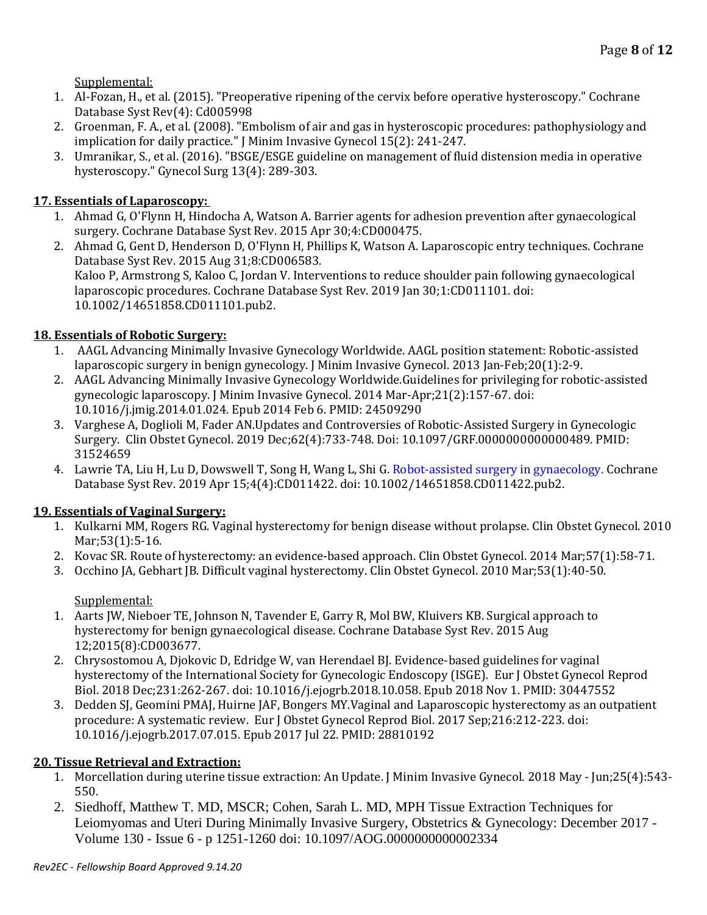Supplemental:

1. Al-Fozan, H., et al. (2015). "Preoperative ripening of the cervix before operative hysteroscopy." Cochrane Database Syst Rev(4): Cd005998
2. Groenman, F. A., et al. (2008). "Embolism of air and gas in hysteroscopic procedures: pathophysiology and implication for daily practice." J Minim Invasive Gynecol 15(2): 241-247.
3. Umranikar, S., et al. (2016). "BSGE/ESGE guideline on management of fluid distension media in operative hysteroscopy." Gynecol Surg 13(4): 289-303.

**17. Essentials of Laparoscopy:**

1. Ahmad G, O'Flynn H, Hindocha A, Watson A. Barrier agents for adhesion prevention after gynaecological surgery. Cochrane Database Syst Rev. 2015 Apr 30;4:CD000475.
2. Ahmad G, Gent D, Henderson D, O'Flynn H, Phillips K, Watson A. Laparoscopic entry techniques. Cochrane Database Syst Rev. 2015 Aug 31;8:CD006583.
   Kaloo P, Armstrong S, Kaloo C, Jordan V. Interventions to reduce shoulder pain following gynaecological laparoscopic procedures. Cochrane Database Syst Rev. 2019 Jan 30;1:CD011101. doi: 10.1002/14651858.CD011101.pub2.

**18. Essentials of Robotic Surgery:**

1. AAGL Advancing Minimally Invasive Gynecology Worldwide. AAGL position statement: Robotic-assisted laparoscopic surgery in benign gynecology. J Minim Invasive Gynecol. 2013 Jan-Feb;20(1):2-9.
2. AAGL Advancing Minimally Invasive Gynecology Worldwide.Guidelines for privileging for robotic-assisted gynecologic laparoscopy. J Minim Invasive Gynecol. 2014 Mar-Apr;21(2):157-67. doi: 10.1016/j.jmig.2014.01.024. Epub 2014 Feb 6. PMID: 24509290
3. Varghese A, Doglioli M, Fader AN.Updates and Controversies of Robotic-Assisted Surgery in Gynecologic Surgery. Clin Obstet Gynecol. 2019 Dec;62(4):733-748. Doi: 10.1097/GRF.0000000000000489. PMID: 31524659
4. Lawrie TA, Liu H, Lu D, Dowswell T, Song H, Wang L, Shi G. Robot-assisted surgery in gynaecology. Cochrane Database Syst Rev. 2019 Apr 15;4(4):CD011422. doi: 10.1002/14651858.CD011422.pub2.

**19. Essentials of Vaginal Surgery:**

1. Kulkarni MM, Rogers RG. Vaginal hysterectomy for benign disease without prolapse. Clin Obstet Gynecol. 2010 Mar;53(1):5-16.
2. Kovac SR. Route of hysterectomy: an evidence-based approach. Clin Obstet Gynecol. 2014 Mar;57(1):58-71.
3. Occhino JA, Gebhart JB. Difficult vaginal hysterectomy. Clin Obstet Gynecol. 2010 Mar;53(1):40-50.

Supplemental:

1. Aarts JW, Nieboer TE, Johnson N, Tavender E, Garry R, Mol BW, Kluivers KB. Surgical approach to hysterectomy for benign gynaecological disease. Cochrane Database Syst Rev. 2015 Aug 12;2015(8):CD003677.
2. Chrysostomou A, Djokovic D, Edridge W, van Herendael BJ. Evidence-based guidelines for vaginal hysterectomy of the International Society for Gynecologic Endoscopy (ISGE). Eur J Obstet Gynecol Reprod Biol. 2018 Dec;231:262-267. doi: 10.1016/j.ejogrb.2018.10.058. Epub 2018 Nov 1. PMID: 30447552
3. Dedden SJ, Geomini PMAJ, Huirne JAF, Bongers MY.Vaginal and Laparoscopic hysterectomy as an outpatient procedure: A systematic review. Eur J Obstet Gynecol Reprod Biol. 2017 Sep;216:212-223. doi: 10.1016/j.ejogrb.2017.07.015. Epub 2017 Jul 22. PMID: 28810192

**20. Tissue Retrieval and Extraction:**

1. Morcellation during uterine tissue extraction: An Update. J Minim Invasive Gynecol. 2018 May - Jun;25(4):543-550.
2. Siedhoff, Matthew T. MD, MSCR; Cohen, Sarah L. MD, MPH Tissue Extraction Techniques for Leiomyomas and Uteri During Minimally Invasive Surgery, Obstetrics & Gynecology: December 2017 - Volume 130 - Issue 6 - p 1251-1260 doi: 10.1097/AOG.0000000000002334

*Rev2EC - Fellowship Board Approved 9.14.20*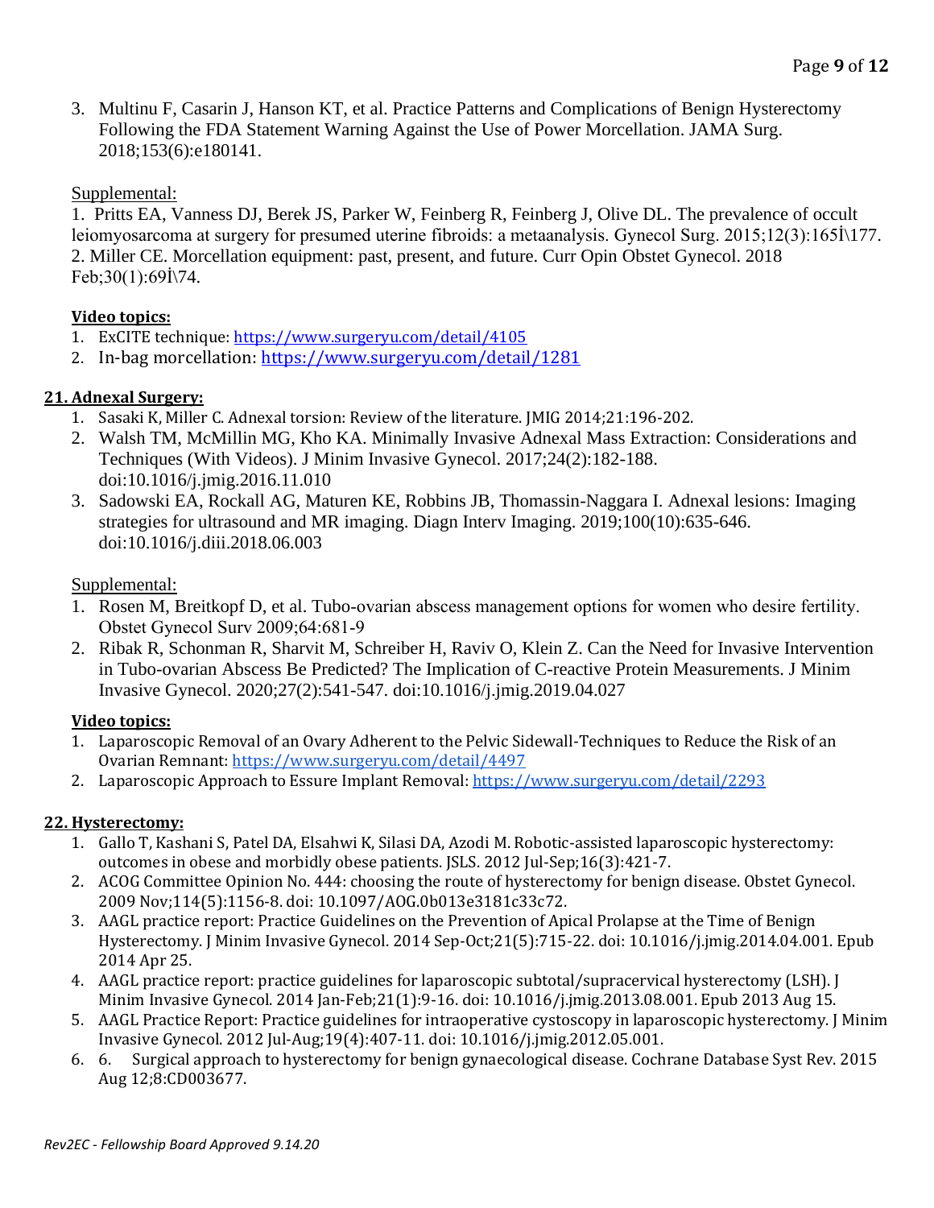3. Multinu F, Casarin J, Hanson KT, et al. Practice Patterns and Complications of Benign Hysterectomy Following the FDA Statement Warning Against the Use of Power Morcellation. JAMA Surg. 2018;153(6):e180141.

Supplemental:

1. Pritts EA, Vanness DJ, Berek JS, Parker W, Feinberg R, Feinberg J, Olive DL. The prevalence of occult leiomyosarcoma at surgery for presumed uterine fibroids: a metaanalysis. Gynecol Surg. 2015;12(3):165İ\177.
2. Miller CE. Morcellation equipment: past, present, and future. Curr Opin Obstet Gynecol. 2018 Feb;30(1):69İ\74.

**Video topics:**

1. ExCITE technique: https://www.surgeryu.com/detail/4105
2. In-bag morcellation: https://www.surgeryu.com/detail/1281

**21. Adnexal Surgery:**

1. Sasaki K, Miller C. Adnexal torsion: Review of the literature. JMIG 2014;21:196-202.
2. Walsh TM, McMillin MG, Kho KA. Minimally Invasive Adnexal Mass Extraction: Considerations and Techniques (With Videos). J Minim Invasive Gynecol. 2017;24(2):182-188. doi:10.1016/j.jmig.2016.11.010
3. Sadowski EA, Rockall AG, Maturen KE, Robbins JB, Thomassin-Naggara I. Adnexal lesions: Imaging strategies for ultrasound and MR imaging. Diagn Interv Imaging. 2019;100(10):635-646. doi:10.1016/j.diii.2018.06.003

Supplemental:

1. Rosen M, Breitkopf D, et al. Tubo-ovarian abscess management options for women who desire fertility. Obstet Gynecol Surv 2009;64:681-9
2. Ribak R, Schonman R, Sharvit M, Schreiber H, Raviv O, Klein Z. Can the Need for Invasive Intervention in Tubo-ovarian Abscess Be Predicted? The Implication of C-reactive Protein Measurements. J Minim Invasive Gynecol. 2020;27(2):541-547. doi:10.1016/j.jmig.2019.04.027

**Video topics:**

1. Laparoscopic Removal of an Ovary Adherent to the Pelvic Sidewall-Techniques to Reduce the Risk of an Ovarian Remnant: https://www.surgeryu.com/detail/4497
2. Laparoscopic Approach to Essure Implant Removal: https://www.surgeryu.com/detail/2293

**22. Hysterectomy:**

1. Gallo T, Kashani S, Patel DA, Elsahwi K, Silasi DA, Azodi M. Robotic-assisted laparoscopic hysterectomy: outcomes in obese and morbidly obese patients. JSLS. 2012 Jul-Sep;16(3):421-7.
2. ACOG Committee Opinion No. 444: choosing the route of hysterectomy for benign disease. Obstet Gynecol. 2009 Nov;114(5):1156-8. doi: 10.1097/AOG.0b013e3181c33c72.
3. AAGL practice report: Practice Guidelines on the Prevention of Apical Prolapse at the Time of Benign Hysterectomy. J Minim Invasive Gynecol. 2014 Sep-Oct;21(5):715-22. doi: 10.1016/j.jmig.2014.04.001. Epub 2014 Apr 25.
4. AAGL practice report: practice guidelines for laparoscopic subtotal/supracervical hysterectomy (LSH). J Minim Invasive Gynecol. 2014 Jan-Feb;21(1):9-16. doi: 10.1016/j.jmig.2013.08.001. Epub 2013 Aug 15.
5. AAGL Practice Report: Practice guidelines for intraoperative cystoscopy in laparoscopic hysterectomy. J Minim Invasive Gynecol. 2012 Jul-Aug;19(4):407-11. doi: 10.1016/j.jmig.2012.05.001.
6. 6. Surgical approach to hysterectomy for benign gynaecological disease. Cochrane Database Syst Rev. 2015 Aug 12;8:CD003677.

*Rev2EC - Fellowship Board Approved 9.14.20*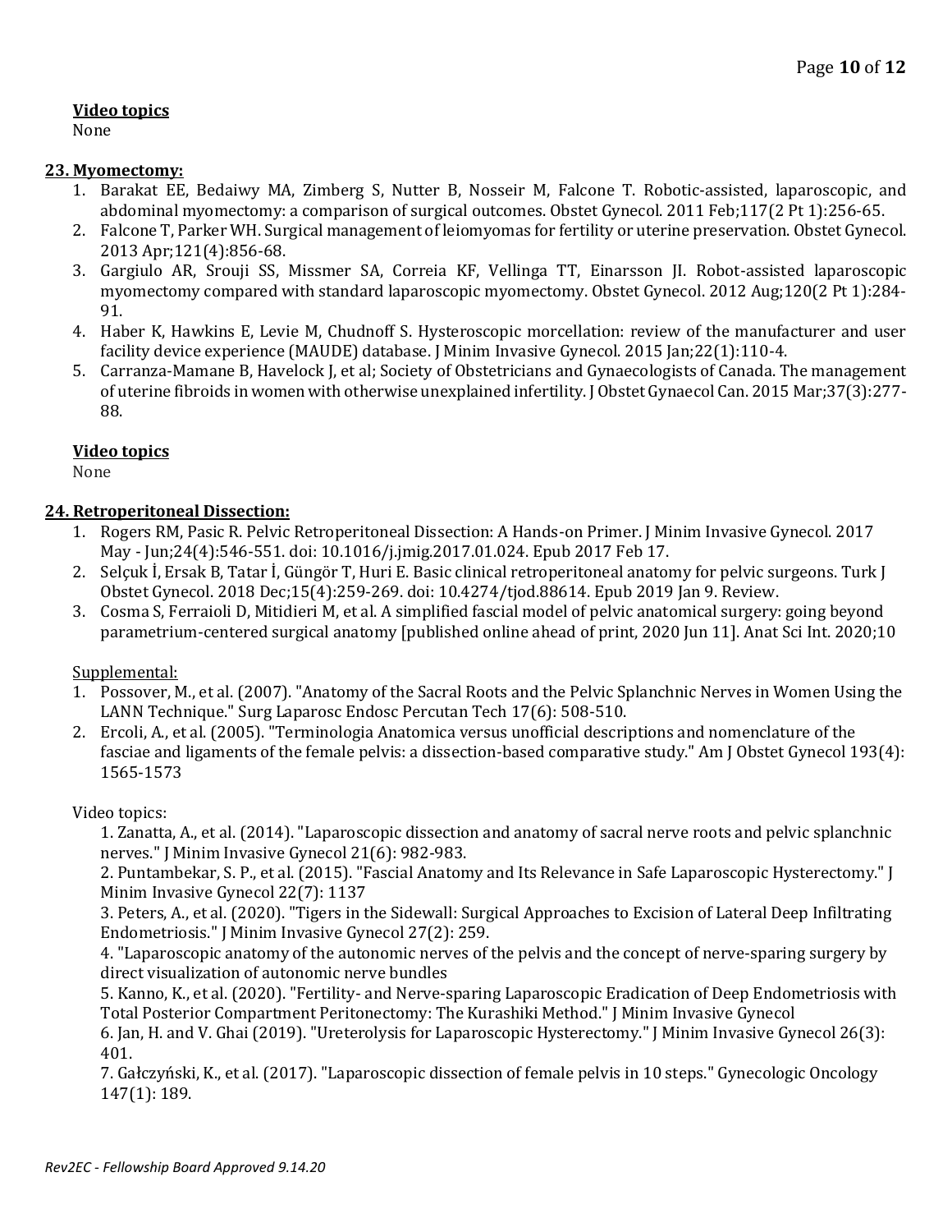**Video topics**

None

## 23. Myomectomy:

1. Barakat EE, Bedaiwy MA, Zimberg S, Nutter B, Nosseir M, Falcone T. Robotic-assisted, laparoscopic, and abdominal myomectomy: a comparison of surgical outcomes. Obstet Gynecol. 2011 Feb;117(2 Pt 1):256-65.
2. Falcone T, Parker WH. Surgical management of leiomyomas for fertility or uterine preservation. Obstet Gynecol. 2013 Apr;121(4):856-68.
3. Gargiulo AR, Srouji SS, Missmer SA, Correia KF, Vellinga TT, Einarsson JI. Robot-assisted laparoscopic myomectomy compared with standard laparoscopic myomectomy. Obstet Gynecol. 2012 Aug;120(2 Pt 1):284-91.
4. Haber K, Hawkins E, Levie M, Chudnoff S. Hysteroscopic morcellation: review of the manufacturer and user facility device experience (MAUDE) database. J Minim Invasive Gynecol. 2015 Jan;22(1):110-4.
5. Carranza-Mamane B, Havelock J, et al; Society of Obstetricians and Gynaecologists of Canada. The management of uterine fibroids in women with otherwise unexplained infertility. J Obstet Gynaecol Can. 2015 Mar;37(3):277-88.

**Video topics**

None

## 24. Retroperitoneal Dissection:

1. Rogers RM, Pasic R. Pelvic Retroperitoneal Dissection: A Hands-on Primer. J Minim Invasive Gynecol. 2017 May - Jun;24(4):546-551. doi: 10.1016/j.jmig.2017.01.024. Epub 2017 Feb 17.
2. Selçuk İ, Ersak B, Tatar İ, Güngör T, Huri E. Basic clinical retroperitoneal anatomy for pelvic surgeons. Turk J Obstet Gynecol. 2018 Dec;15(4):259-269. doi: 10.4274/tjod.88614. Epub 2019 Jan 9. Review.
3. Cosma S, Ferraioli D, Mitidieri M, et al. A simplified fascial model of pelvic anatomical surgery: going beyond parametrium-centered surgical anatomy [published online ahead of print, 2020 Jun 11]. Anat Sci Int. 2020;10

Supplemental:

1. Possover, M., et al. (2007). "Anatomy of the Sacral Roots and the Pelvic Splanchnic Nerves in Women Using the LANN Technique." Surg Laparosc Endosc Percutan Tech 17(6): 508-510.
2. Ercoli, A., et al. (2005). "Terminologia Anatomica versus unofficial descriptions and nomenclature of the fasciae and ligaments of the female pelvis: a dissection-based comparative study." Am J Obstet Gynecol 193(4): 1565-1573

Video topics:

1. Zanatta, A., et al. (2014). "Laparoscopic dissection and anatomy of sacral nerve roots and pelvic splanchnic nerves." J Minim Invasive Gynecol 21(6): 982-983.
2. Puntambekar, S. P., et al. (2015). "Fascial Anatomy and Its Relevance in Safe Laparoscopic Hysterectomy." J Minim Invasive Gynecol 22(7): 1137
3. Peters, A., et al. (2020). "Tigers in the Sidewall: Surgical Approaches to Excision of Lateral Deep Infiltrating Endometriosis." J Minim Invasive Gynecol 27(2): 259.
4. "Laparoscopic anatomy of the autonomic nerves of the pelvis and the concept of nerve-sparing surgery by direct visualization of autonomic nerve bundles
5. Kanno, K., et al. (2020). "Fertility- and Nerve-sparing Laparoscopic Eradication of Deep Endometriosis with Total Posterior Compartment Peritonectomy: The Kurashiki Method." J Minim Invasive Gynecol
6. Jan, H. and V. Ghai (2019). "Ureterolysis for Laparoscopic Hysterectomy." J Minim Invasive Gynecol 26(3): 401.
7. Gałczyński, K., et al. (2017). "Laparoscopic dissection of female pelvis in 10 steps." Gynecologic Oncology 147(1): 189.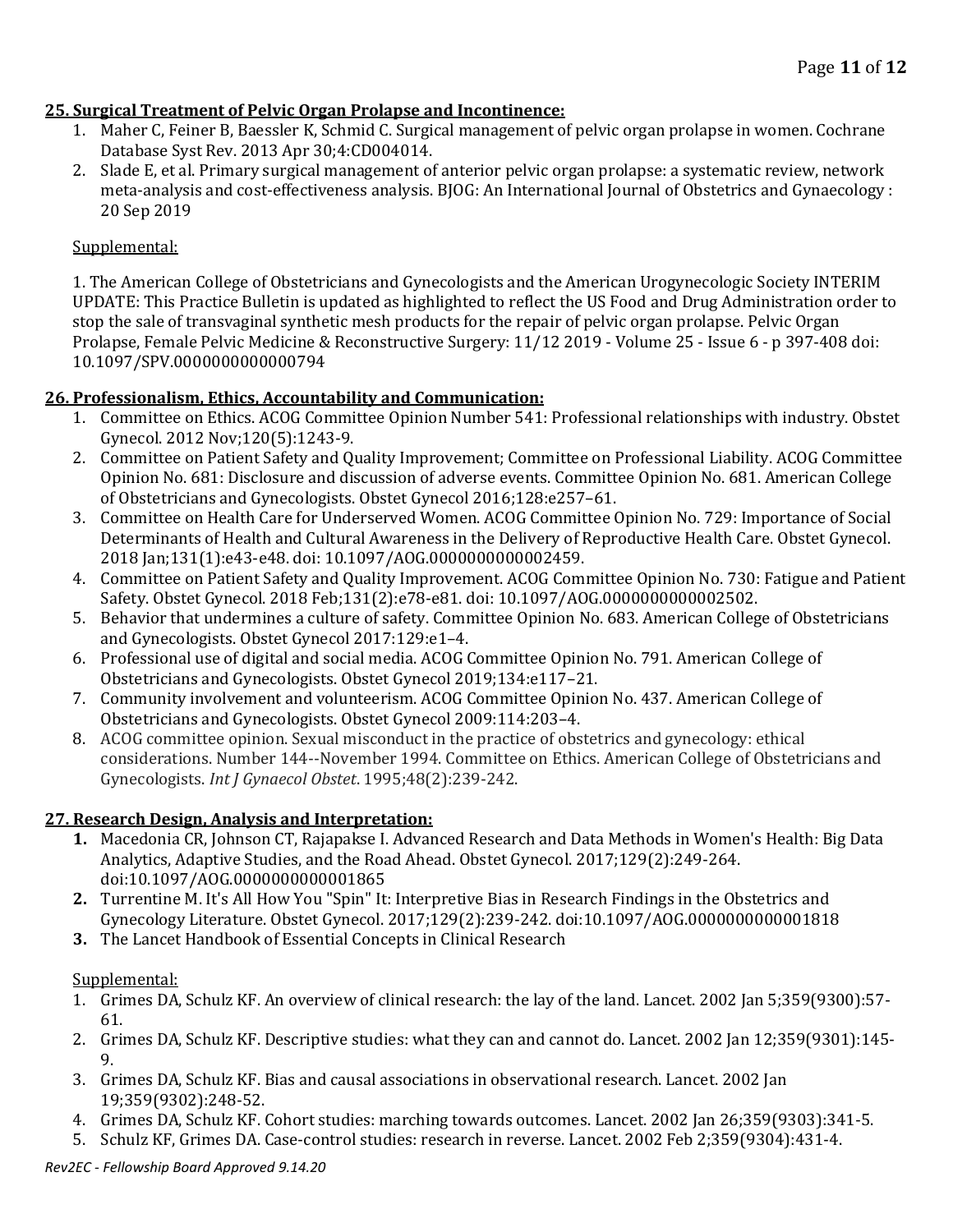**25. Surgical Treatment of Pelvic Organ Prolapse and Incontinence:**

1. Maher C, Feiner B, Baessler K, Schmid C. Surgical management of pelvic organ prolapse in women. Cochrane Database Syst Rev. 2013 Apr 30;4:CD004014.
2. Slade E, et al. Primary surgical management of anterior pelvic organ prolapse: a systematic review, network meta-analysis and cost-effectiveness analysis. BJOG: An International Journal of Obstetrics and Gynaecology : 20 Sep 2019

Supplemental:

1. The American College of Obstetricians and Gynecologists and the American Urogynecologic Society INTERIM UPDATE: This Practice Bulletin is updated as highlighted to reflect the US Food and Drug Administration order to stop the sale of transvaginal synthetic mesh products for the repair of pelvic organ prolapse. Pelvic Organ Prolapse, Female Pelvic Medicine & Reconstructive Surgery: 11/12 2019 - Volume 25 - Issue 6 - p 397-408 doi: 10.1097/SPV.0000000000000794

**26. Professionalism, Ethics, Accountability and Communication:**

1. Committee on Ethics. ACOG Committee Opinion Number 541: Professional relationships with industry. Obstet Gynecol. 2012 Nov;120(5):1243-9.
2. Committee on Patient Safety and Quality Improvement; Committee on Professional Liability. ACOG Committee Opinion No. 681: Disclosure and discussion of adverse events. Committee Opinion No. 681. American College of Obstetricians and Gynecologists. Obstet Gynecol 2016;128:e257–61.
3. Committee on Health Care for Underserved Women. ACOG Committee Opinion No. 729: Importance of Social Determinants of Health and Cultural Awareness in the Delivery of Reproductive Health Care. Obstet Gynecol. 2018 Jan;131(1):e43-e48. doi: 10.1097/AOG.0000000000002459.
4. Committee on Patient Safety and Quality Improvement. ACOG Committee Opinion No. 730: Fatigue and Patient Safety. Obstet Gynecol. 2018 Feb;131(2):e78-e81. doi: 10.1097/AOG.0000000000002502.
5. Behavior that undermines a culture of safety. Committee Opinion No. 683. American College of Obstetricians and Gynecologists. Obstet Gynecol 2017:129:e1–4.
6. Professional use of digital and social media. ACOG Committee Opinion No. 791. American College of Obstetricians and Gynecologists. Obstet Gynecol 2019;134:e117–21.
7. Community involvement and volunteerism. ACOG Committee Opinion No. 437. American College of Obstetricians and Gynecologists. Obstet Gynecol 2009:114:203–4.
8. ACOG committee opinion. Sexual misconduct in the practice of obstetrics and gynecology: ethical considerations. Number 144--November 1994. Committee on Ethics. American College of Obstetricians and Gynecologists. *Int J Gynaecol Obstet*. 1995;48(2):239-242.

**27. Research Design, Analysis and Interpretation:**

1. Macedonia CR, Johnson CT, Rajapakse I. Advanced Research and Data Methods in Women's Health: Big Data Analytics, Adaptive Studies, and the Road Ahead. Obstet Gynecol. 2017;129(2):249-264. doi:10.1097/AOG.0000000000001865
2. Turrentine M. It's All How You "Spin" It: Interpretive Bias in Research Findings in the Obstetrics and Gynecology Literature. Obstet Gynecol. 2017;129(2):239-242. doi:10.1097/AOG.0000000000001818
3. The Lancet Handbook of Essential Concepts in Clinical Research

Supplemental:

1. Grimes DA, Schulz KF. An overview of clinical research: the lay of the land. Lancet. 2002 Jan 5;359(9300):57-61.
2. Grimes DA, Schulz KF. Descriptive studies: what they can and cannot do. Lancet. 2002 Jan 12;359(9301):145-9.
3. Grimes DA, Schulz KF. Bias and causal associations in observational research. Lancet. 2002 Jan 19;359(9302):248-52.
4. Grimes DA, Schulz KF. Cohort studies: marching towards outcomes. Lancet. 2002 Jan 26;359(9303):341-5.
5. Schulz KF, Grimes DA. Case-control studies: research in reverse. Lancet. 2002 Feb 2;359(9304):431-4.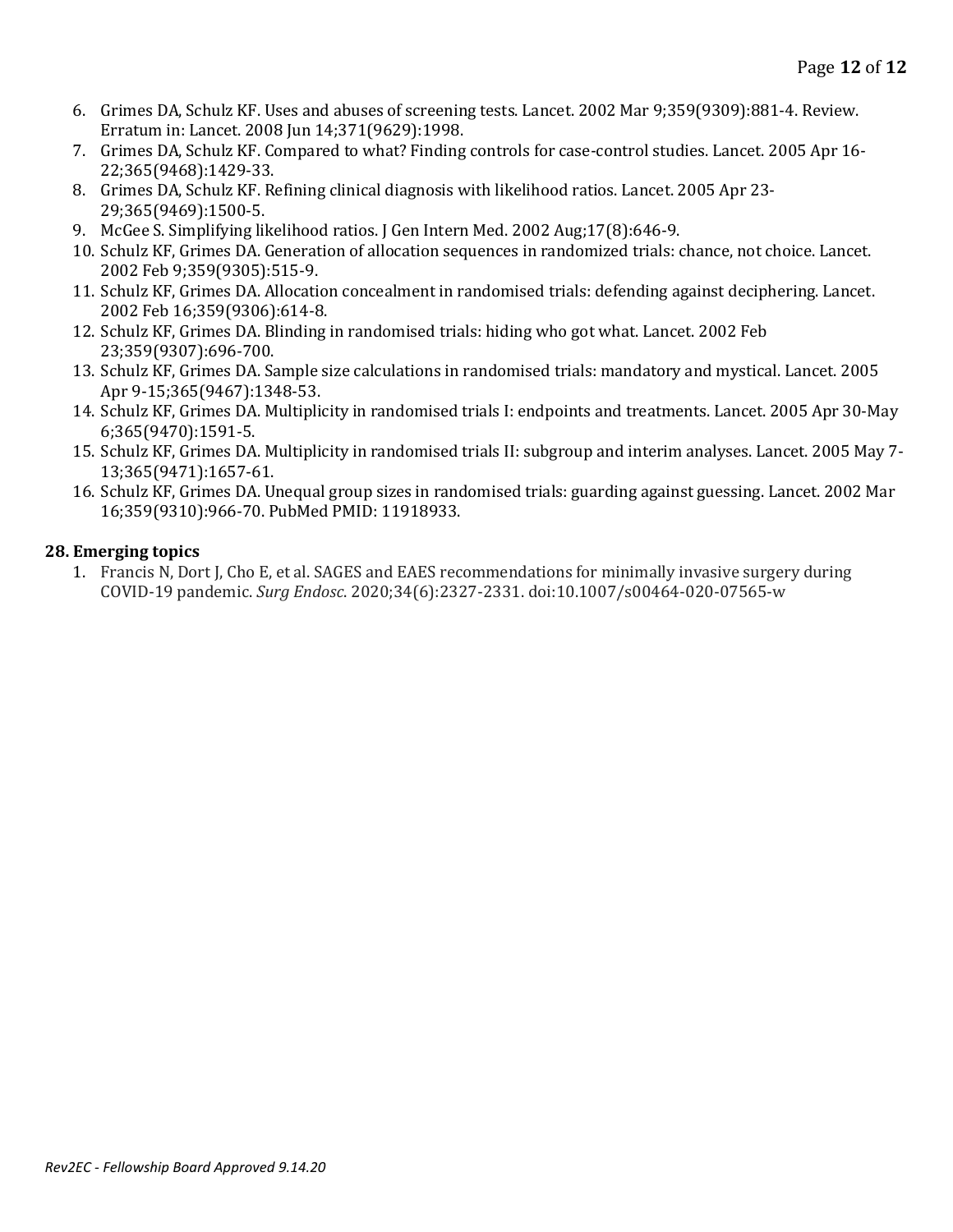6. Grimes DA, Schulz KF. Uses and abuses of screening tests. Lancet. 2002 Mar 9;359(9309):881-4. Review. Erratum in: Lancet. 2008 Jun 14;371(9629):1998.
7. Grimes DA, Schulz KF. Compared to what? Finding controls for case-control studies. Lancet. 2005 Apr 16-22;365(9468):1429-33.
8. Grimes DA, Schulz KF. Refining clinical diagnosis with likelihood ratios. Lancet. 2005 Apr 23-29;365(9469):1500-5.
9. McGee S. Simplifying likelihood ratios. J Gen Intern Med. 2002 Aug;17(8):646-9.
10. Schulz KF, Grimes DA. Generation of allocation sequences in randomized trials: chance, not choice. Lancet. 2002 Feb 9;359(9305):515-9.
11. Schulz KF, Grimes DA. Allocation concealment in randomised trials: defending against deciphering. Lancet. 2002 Feb 16;359(9306):614-8.
12. Schulz KF, Grimes DA. Blinding in randomised trials: hiding who got what. Lancet. 2002 Feb 23;359(9307):696-700.
13. Schulz KF, Grimes DA. Sample size calculations in randomised trials: mandatory and mystical. Lancet. 2005 Apr 9-15;365(9467):1348-53.
14. Schulz KF, Grimes DA. Multiplicity in randomised trials I: endpoints and treatments. Lancet. 2005 Apr 30-May 6;365(9470):1591-5.
15. Schulz KF, Grimes DA. Multiplicity in randomised trials II: subgroup and interim analyses. Lancet. 2005 May 7-13;365(9471):1657-61.
16. Schulz KF, Grimes DA. Unequal group sizes in randomised trials: guarding against guessing. Lancet. 2002 Mar 16;359(9310):966-70. PubMed PMID: 11918933.

## 28. Emerging topics

1. Francis N, Dort J, Cho E, et al. SAGES and EAES recommendations for minimally invasive surgery during COVID-19 pandemic. *Surg Endosc*. 2020;34(6):2327-2331. doi:10.1007/s00464-020-07565-w

*Rev2EC - Fellowship Board Approved 9.14.20*